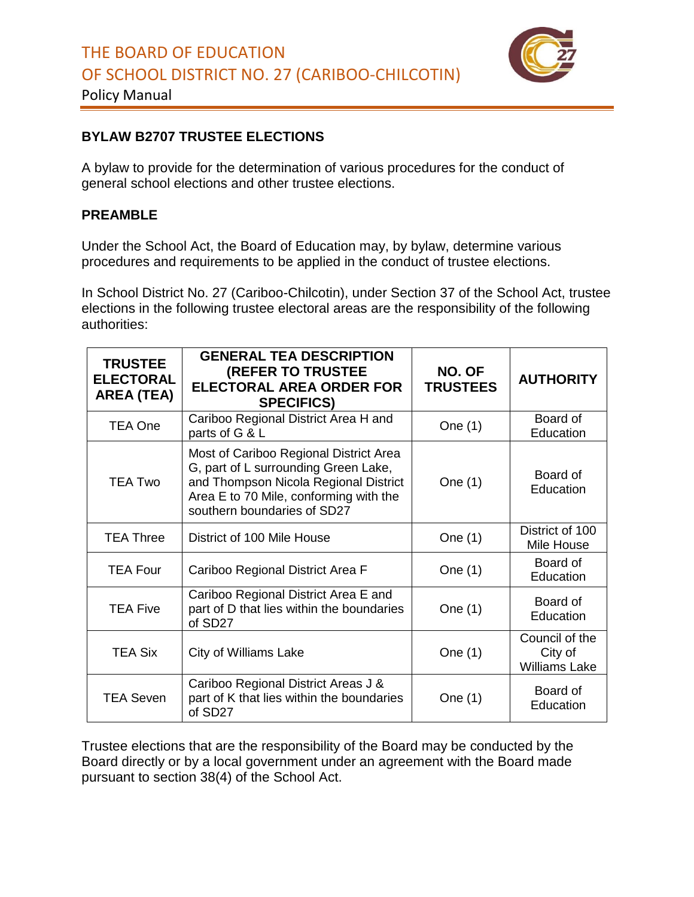# THE BOARD OF EDUCATION OF SCHOOL DISTRICT NO. 27 (CARIBOO-CHILCOTIN)

Policy Manual

## BYLAW B2707 TRUSTEE ELECTIONS

A bylaw to provide for the determination of various procedures for the conduct of general school elections and other trustee elections.

### PREAMBLE

Under the School Act, the Board of Education may, by bylaw, determine various procedures and requirements to be applied in the conduct of trustee elections.

In School District No. 27 (Cariboo-Chilcotin), under Section 37 of the School Act, trustee elections in the following trustee electoral areas are the responsibility of the following authorities:

| TRUSTEE ELECTORAL AREA (TEA) | GENERAL TEA DESCRIPTION (REFER TO TRUSTEE ELECTORAL AREA ORDER FOR SPECIFICS) | NO. OF TRUSTEES | AUTHORITY |
|---|---|---|---|
| TEA One | Cariboo Regional District Area H and parts of G & L | One (1) | Board of Education |
| TEA Two | Most of Cariboo Regional District Area G, part of L surrounding Green Lake, and Thompson Nicola Regional District Area E to 70 Mile, conforming with the southern boundaries of SD27 | One (1) | Board of Education |
| TEA Three | District of 100 Mile House | One (1) | District of 100 Mile House |
| TEA Four | Cariboo Regional District Area F | One (1) | Board of Education |
| TEA Five | Cariboo Regional District Area E and part of D that lies within the boundaries of SD27 | One (1) | Board of Education |
| TEA Six | City of Williams Lake | One (1) | Council of the City of Williams Lake |
| TEA Seven | Cariboo Regional District Areas J & part of K that lies within the boundaries of SD27 | One (1) | Board of Education |

Trustee elections that are the responsibility of the Board may be conducted by the Board directly or by a local government under an agreement with the Board made pursuant to section 38(4) of the School Act.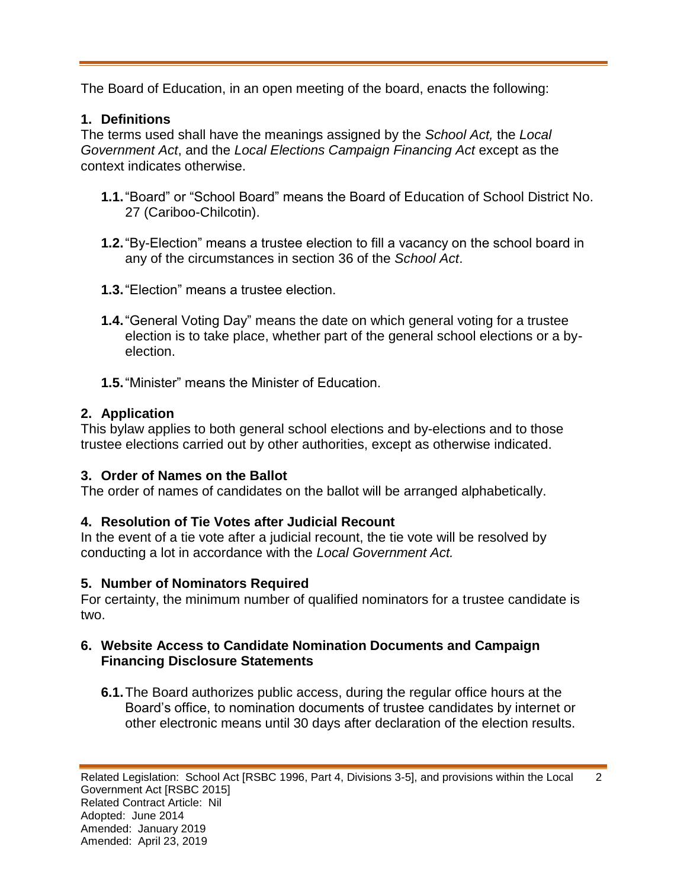The Board of Education, in an open meeting of the board, enacts the following:

**1. Definitions**

The terms used shall have the meanings assigned by the *School Act,* the *Local Government Act*, and the *Local Elections Campaign Financing Act* except as the context indicates otherwise.

- **1.1.** "Board" or "School Board" means the Board of Education of School District No. 27 (Cariboo-Chilcotin).
- **1.2.** "By-Election" means a trustee election to fill a vacancy on the school board in any of the circumstances in section 36 of the *School Act*.
- **1.3.** "Election" means a trustee election.
- **1.4.** "General Voting Day" means the date on which general voting for a trustee election is to take place, whether part of the general school elections or a by-election.
- **1.5.** "Minister" means the Minister of Education.

**2. Application**

This bylaw applies to both general school elections and by-elections and to those trustee elections carried out by other authorities, except as otherwise indicated.

**3. Order of Names on the Ballot**

The order of names of candidates on the ballot will be arranged alphabetically.

**4. Resolution of Tie Votes after Judicial Recount**

In the event of a tie vote after a judicial recount, the tie vote will be resolved by conducting a lot in accordance with the *Local Government Act.*

**5. Number of Nominators Required**

For certainty, the minimum number of qualified nominators for a trustee candidate is two.

**6. Website Access to Candidate Nomination Documents and Campaign Financing Disclosure Statements**

- **6.1.** The Board authorizes public access, during the regular office hours at the Board's office, to nomination documents of trustee candidates by internet or other electronic means until 30 days after declaration of the election results.

Related Legislation: School Act [RSBC 1996, Part 4, Divisions 3-5], and provisions within the Local Government Act [RSBC 2015]
Related Contract Article: Nil
Adopted: June 2014
Amended: January 2019
Amended: April 23, 2019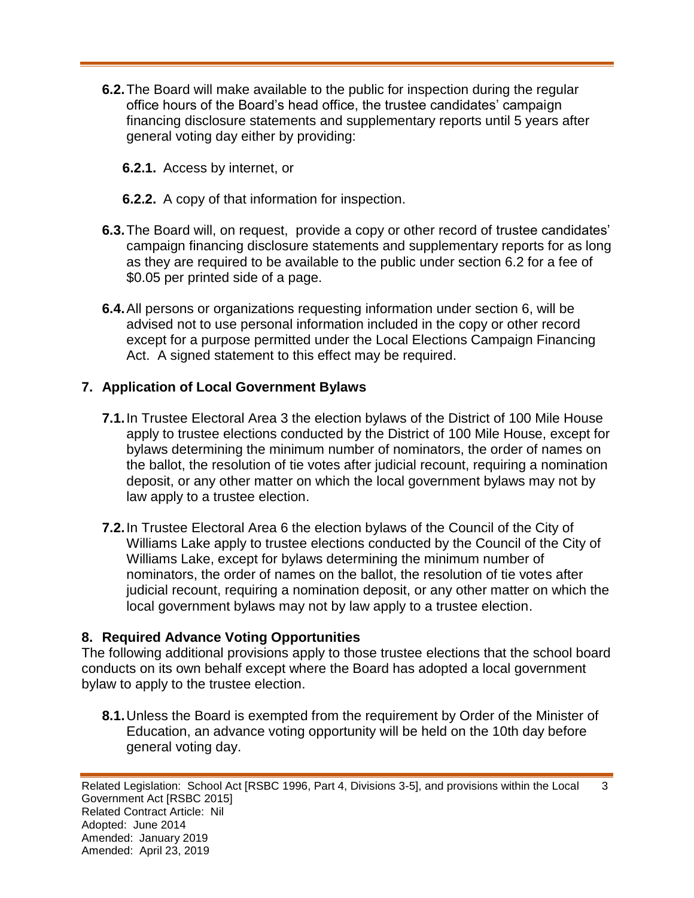**6.2.** The Board will make available to the public for inspection during the regular office hours of the Board's head office, the trustee candidates' campaign financing disclosure statements and supplementary reports until 5 years after general voting day either by providing:

**6.2.1.** Access by internet, or

**6.2.2.** A copy of that information for inspection.

**6.3.** The Board will, on request, provide a copy or other record of trustee candidates' campaign financing disclosure statements and supplementary reports for as long as they are required to be available to the public under section 6.2 for a fee of $0.05 per printed side of a page.

**6.4.** All persons or organizations requesting information under section 6, will be advised not to use personal information included in the copy or other record except for a purpose permitted under the Local Elections Campaign Financing Act. A signed statement to this effect may be required.

## 7. Application of Local Government Bylaws

**7.1.** In Trustee Electoral Area 3 the election bylaws of the District of 100 Mile House apply to trustee elections conducted by the District of 100 Mile House, except for bylaws determining the minimum number of nominators, the order of names on the ballot, the resolution of tie votes after judicial recount, requiring a nomination deposit, or any other matter on which the local government bylaws may not by law apply to a trustee election.

**7.2.** In Trustee Electoral Area 6 the election bylaws of the Council of the City of Williams Lake apply to trustee elections conducted by the Council of the City of Williams Lake, except for bylaws determining the minimum number of nominators, the order of names on the ballot, the resolution of tie votes after judicial recount, requiring a nomination deposit, or any other matter on which the local government bylaws may not by law apply to a trustee election.

## 8. Required Advance Voting Opportunities

The following additional provisions apply to those trustee elections that the school board conducts on its own behalf except where the Board has adopted a local government bylaw to apply to the trustee election.

**8.1.** Unless the Board is exempted from the requirement by Order of the Minister of Education, an advance voting opportunity will be held on the 10th day before general voting day.

Related Legislation: School Act [RSBC 1996, Part 4, Divisions 3-5], and provisions within the Local Government Act [RSBC 2015]
Related Contract Article: Nil
Adopted: June 2014
Amended: January 2019
Amended: April 23, 2019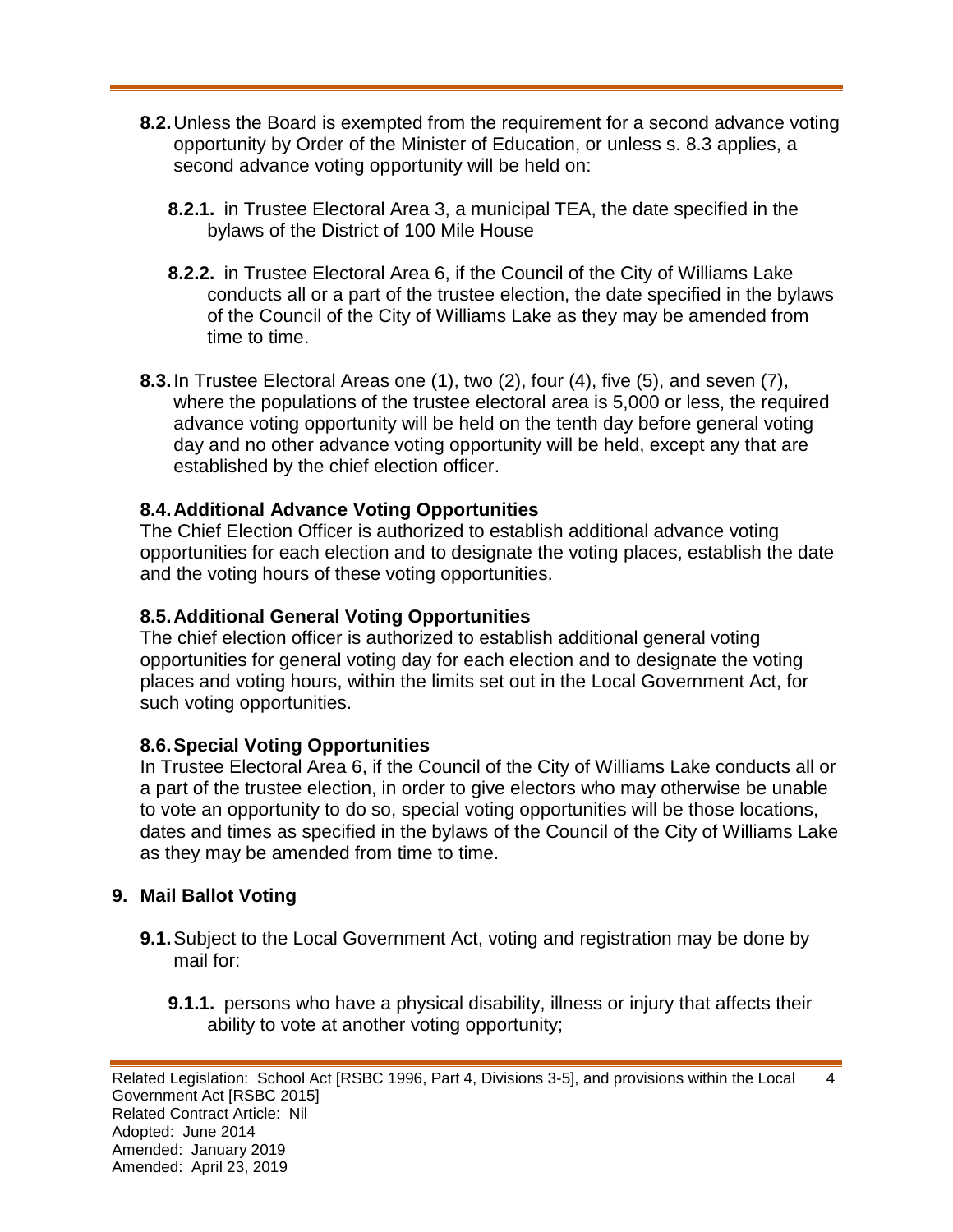**8.2.** Unless the Board is exempted from the requirement for a second advance voting opportunity by Order of the Minister of Education, or unless s. 8.3 applies, a second advance voting opportunity will be held on:

**8.2.1.** in Trustee Electoral Area 3, a municipal TEA, the date specified in the bylaws of the District of 100 Mile House

**8.2.2.** in Trustee Electoral Area 6, if the Council of the City of Williams Lake conducts all or a part of the trustee election, the date specified in the bylaws of the Council of the City of Williams Lake as they may be amended from time to time.

**8.3.** In Trustee Electoral Areas one (1), two (2), four (4), five (5), and seven (7), where the populations of the trustee electoral area is 5,000 or less, the required advance voting opportunity will be held on the tenth day before general voting day and no other advance voting opportunity will be held, except any that are established by the chief election officer.

### 8.4. Additional Advance Voting Opportunities

The Chief Election Officer is authorized to establish additional advance voting opportunities for each election and to designate the voting places, establish the date and the voting hours of these voting opportunities.

### 8.5. Additional General Voting Opportunities

The chief election officer is authorized to establish additional general voting opportunities for general voting day for each election and to designate the voting places and voting hours, within the limits set out in the Local Government Act, for such voting opportunities.

### 8.6. Special Voting Opportunities

In Trustee Electoral Area 6, if the Council of the City of Williams Lake conducts all or a part of the trustee election, in order to give electors who may otherwise be unable to vote an opportunity to do so, special voting opportunities will be those locations, dates and times as specified in the bylaws of the Council of the City of Williams Lake as they may be amended from time to time.

## 9. Mail Ballot Voting

**9.1.** Subject to the Local Government Act, voting and registration may be done by mail for:

**9.1.1.** persons who have a physical disability, illness or injury that affects their ability to vote at another voting opportunity;

Related Legislation: School Act [RSBC 1996, Part 4, Divisions 3-5], and provisions within the Local Government Act [RSBC 2015]
Related Contract Article: Nil
Adopted: June 2014
Amended: January 2019
Amended: April 23, 2019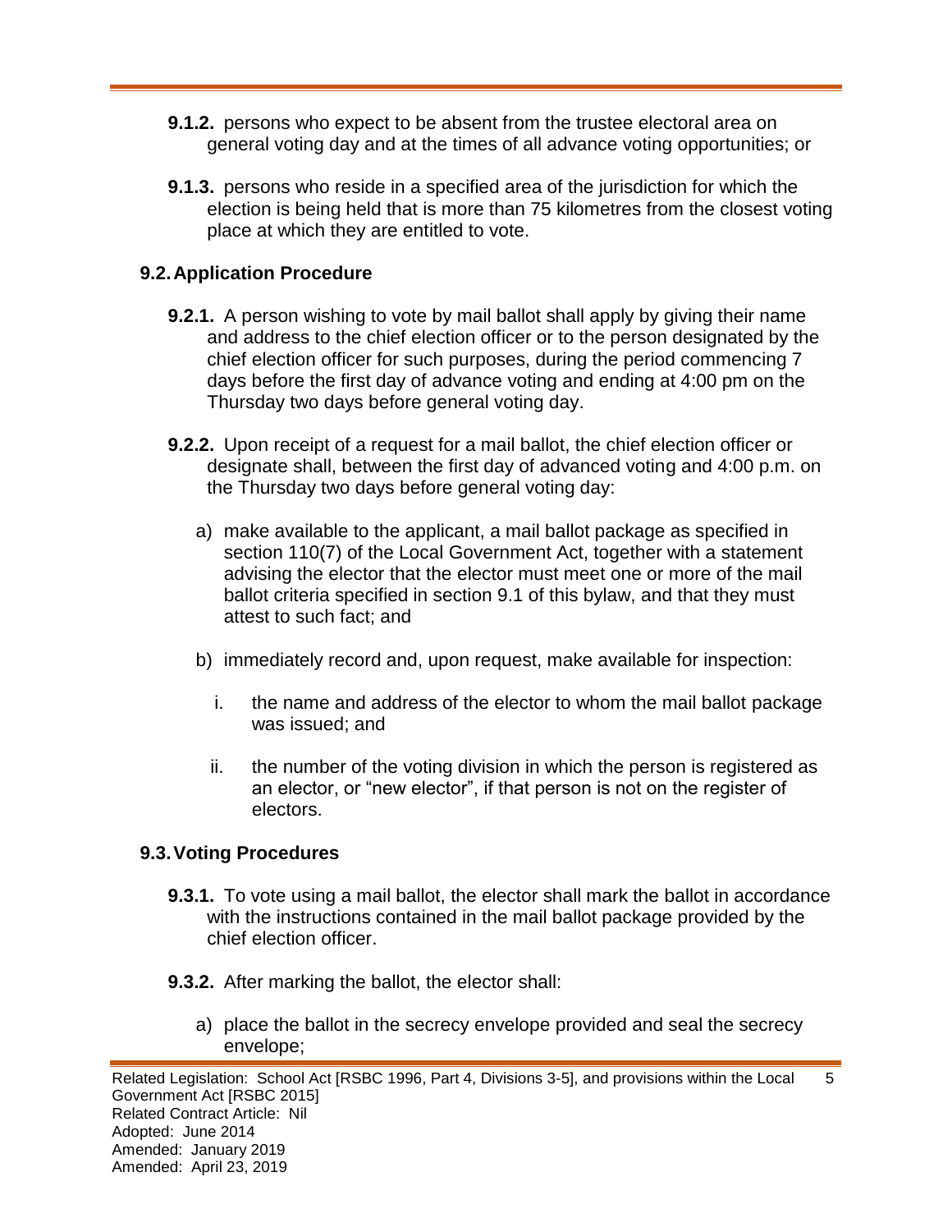**9.1.2.** persons who expect to be absent from the trustee electoral area on general voting day and at the times of all advance voting opportunities; or

**9.1.3.** persons who reside in a specified area of the jurisdiction for which the election is being held that is more than 75 kilometres from the closest voting place at which they are entitled to vote.

### 9.2. Application Procedure

**9.2.1.** A person wishing to vote by mail ballot shall apply by giving their name and address to the chief election officer or to the person designated by the chief election officer for such purposes, during the period commencing 7 days before the first day of advance voting and ending at 4:00 pm on the Thursday two days before general voting day.

**9.2.2.** Upon receipt of a request for a mail ballot, the chief election officer or designate shall, between the first day of advanced voting and 4:00 p.m. on the Thursday two days before general voting day:

a) make available to the applicant, a mail ballot package as specified in section 110(7) of the Local Government Act, together with a statement advising the elector that the elector must meet one or more of the mail ballot criteria specified in section 9.1 of this bylaw, and that they must attest to such fact; and

b) immediately record and, upon request, make available for inspection:

  i. the name and address of the elector to whom the mail ballot package was issued; and

  ii. the number of the voting division in which the person is registered as an elector, or "new elector", if that person is not on the register of electors.

### 9.3. Voting Procedures

**9.3.1.** To vote using a mail ballot, the elector shall mark the ballot in accordance with the instructions contained in the mail ballot package provided by the chief election officer.

**9.3.2.** After marking the ballot, the elector shall:

a) place the ballot in the secrecy envelope provided and seal the secrecy envelope;

Related Legislation: School Act [RSBC 1996, Part 4, Divisions 3-5], and provisions within the Local Government Act [RSBC 2015]
Related Contract Article: Nil
Adopted: June 2014
Amended: January 2019
Amended: April 23, 2019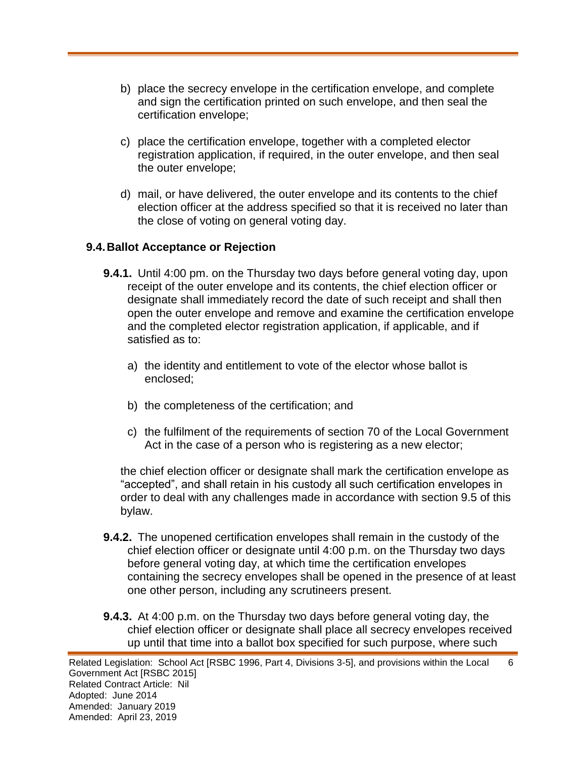b) place the secrecy envelope in the certification envelope, and complete and sign the certification printed on such envelope, and then seal the certification envelope;

c) place the certification envelope, together with a completed elector registration application, if required, in the outer envelope, and then seal the outer envelope;

d) mail, or have delivered, the outer envelope and its contents to the chief election officer at the address specified so that it is received no later than the close of voting on general voting day.

### 9.4. Ballot Acceptance or Rejection

**9.4.1.** Until 4:00 pm. on the Thursday two days before general voting day, upon receipt of the outer envelope and its contents, the chief election officer or designate shall immediately record the date of such receipt and shall then open the outer envelope and remove and examine the certification envelope and the completed elector registration application, if applicable, and if satisfied as to:

a) the identity and entitlement to vote of the elector whose ballot is enclosed;

b) the completeness of the certification; and

c) the fulfilment of the requirements of section 70 of the Local Government Act in the case of a person who is registering as a new elector;

the chief election officer or designate shall mark the certification envelope as "accepted", and shall retain in his custody all such certification envelopes in order to deal with any challenges made in accordance with section 9.5 of this bylaw.

**9.4.2.** The unopened certification envelopes shall remain in the custody of the chief election officer or designate until 4:00 p.m. on the Thursday two days before general voting day, at which time the certification envelopes containing the secrecy envelopes shall be opened in the presence of at least one other person, including any scrutineers present.

**9.4.3.** At 4:00 p.m. on the Thursday two days before general voting day, the chief election officer or designate shall place all secrecy envelopes received up until that time into a ballot box specified for such purpose, where such

Related Legislation: School Act [RSBC 1996, Part 4, Divisions 3-5], and provisions within the Local Government Act [RSBC 2015]
Related Contract Article: Nil
Adopted: June 2014
Amended: January 2019
Amended: April 23, 2019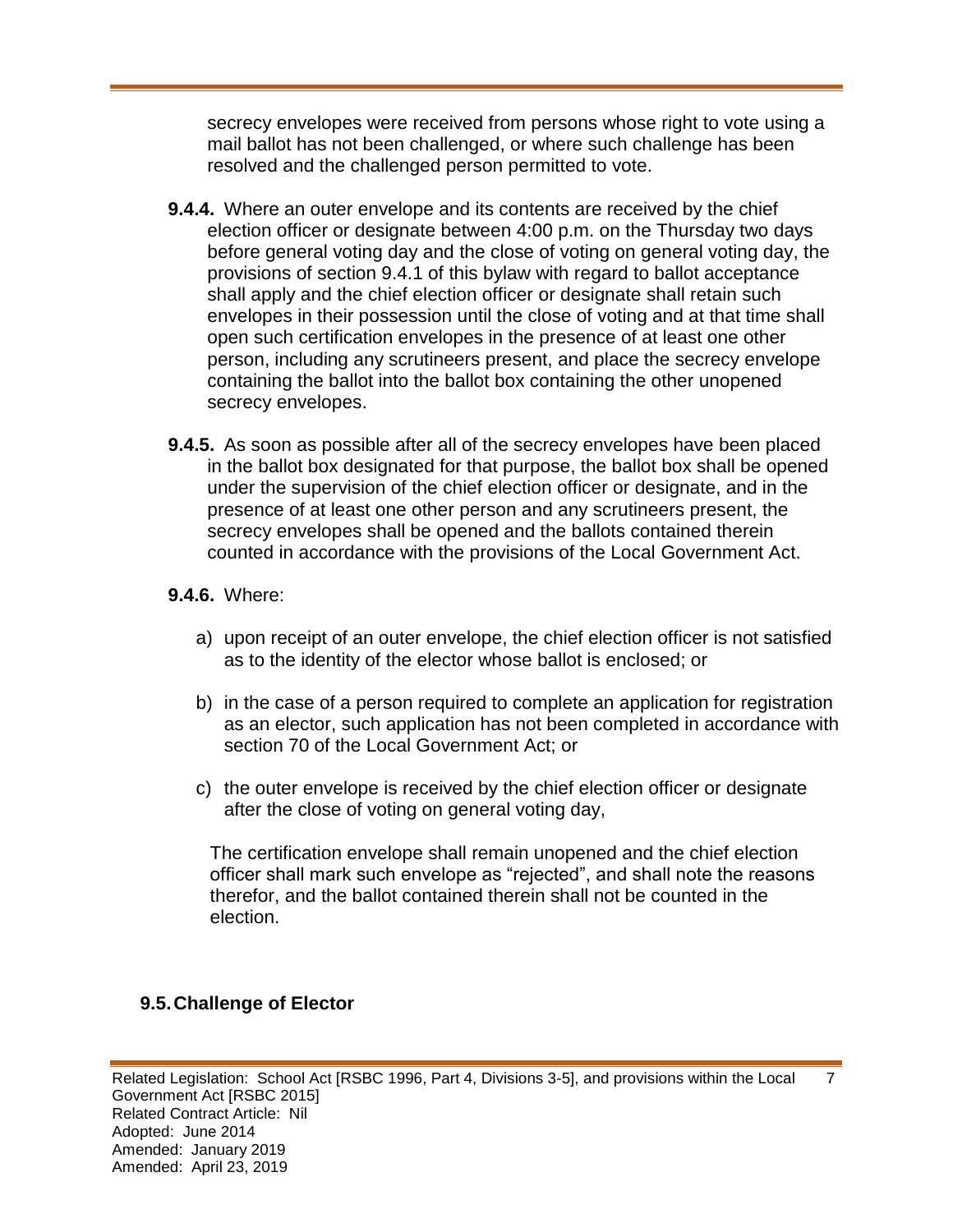secrecy envelopes were received from persons whose right to vote using a mail ballot has not been challenged, or where such challenge has been resolved and the challenged person permitted to vote.

**9.4.4.** Where an outer envelope and its contents are received by the chief election officer or designate between 4:00 p.m. on the Thursday two days before general voting day and the close of voting on general voting day, the provisions of section 9.4.1 of this bylaw with regard to ballot acceptance shall apply and the chief election officer or designate shall retain such envelopes in their possession until the close of voting and at that time shall open such certification envelopes in the presence of at least one other person, including any scrutineers present, and place the secrecy envelope containing the ballot into the ballot box containing the other unopened secrecy envelopes.

**9.4.5.** As soon as possible after all of the secrecy envelopes have been placed in the ballot box designated for that purpose, the ballot box shall be opened under the supervision of the chief election officer or designate, and in the presence of at least one other person and any scrutineers present, the secrecy envelopes shall be opened and the ballots contained therein counted in accordance with the provisions of the Local Government Act.

**9.4.6.** Where:

a) upon receipt of an outer envelope, the chief election officer is not satisfied as to the identity of the elector whose ballot is enclosed; or

b) in the case of a person required to complete an application for registration as an elector, such application has not been completed in accordance with section 70 of the Local Government Act; or

c) the outer envelope is received by the chief election officer or designate after the close of voting on general voting day,

The certification envelope shall remain unopened and the chief election officer shall mark such envelope as "rejected", and shall note the reasons therefor, and the ballot contained therein shall not be counted in the election.

## 9.5. Challenge of Elector

Related Legislation: School Act [RSBC 1996, Part 4, Divisions 3-5], and provisions within the Local Government Act [RSBC 2015]
Related Contract Article: Nil
Adopted: June 2014
Amended: January 2019
Amended: April 23, 2019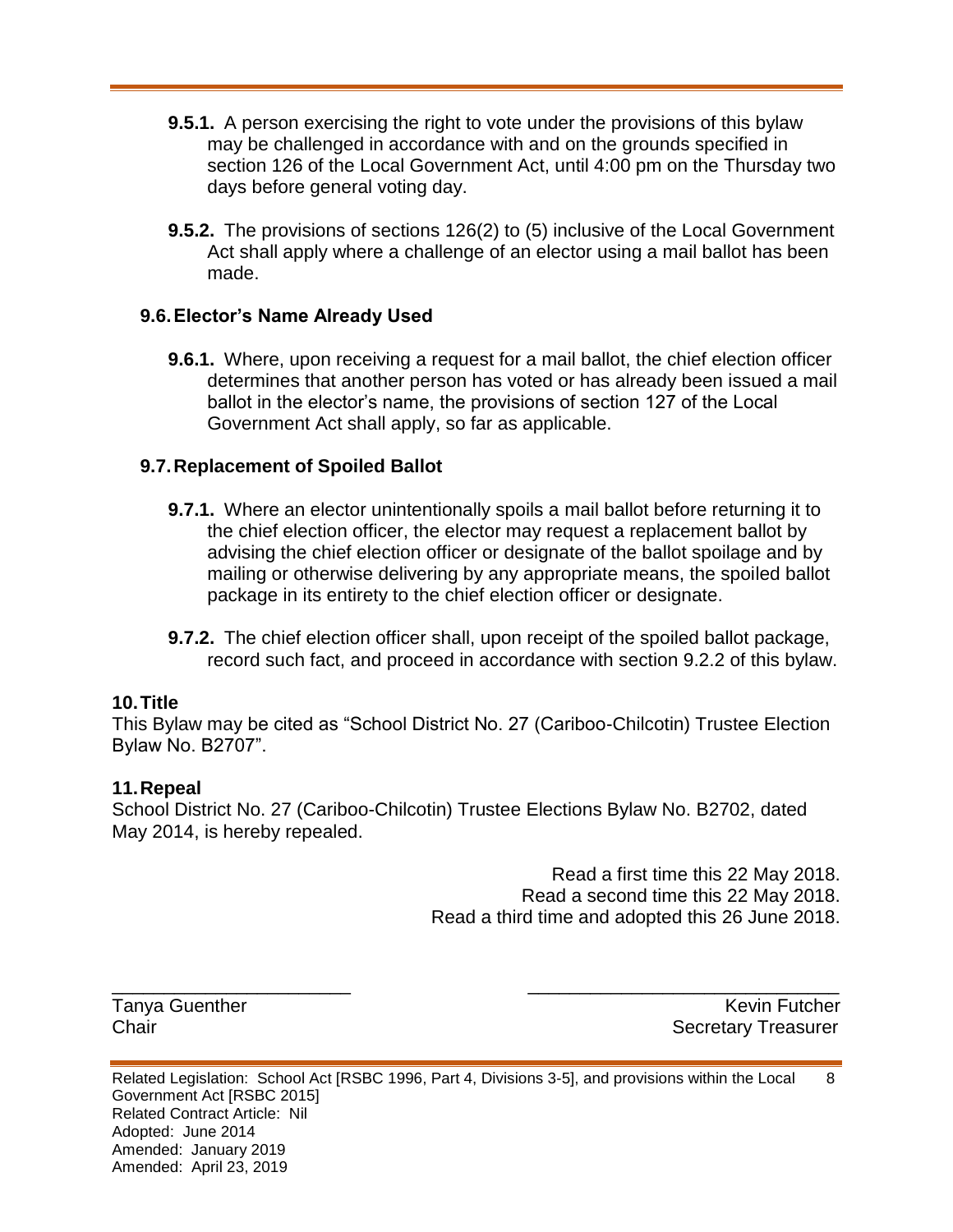**9.5.1.** A person exercising the right to vote under the provisions of this bylaw may be challenged in accordance with and on the grounds specified in section 126 of the Local Government Act, until 4:00 pm on the Thursday two days before general voting day.

**9.5.2.** The provisions of sections 126(2) to (5) inclusive of the Local Government Act shall apply where a challenge of an elector using a mail ballot has been made.

### 9.6. Elector's Name Already Used

**9.6.1.** Where, upon receiving a request for a mail ballot, the chief election officer determines that another person has voted or has already been issued a mail ballot in the elector's name, the provisions of section 127 of the Local Government Act shall apply, so far as applicable.

### 9.7. Replacement of Spoiled Ballot

**9.7.1.** Where an elector unintentionally spoils a mail ballot before returning it to the chief election officer, the elector may request a replacement ballot by advising the chief election officer or designate of the ballot spoilage and by mailing or otherwise delivering by any appropriate means, the spoiled ballot package in its entirety to the chief election officer or designate.

**9.7.2.** The chief election officer shall, upon receipt of the spoiled ballot package, record such fact, and proceed in accordance with section 9.2.2 of this bylaw.

## 10. Title

This Bylaw may be cited as "School District No. 27 (Cariboo-Chilcotin) Trustee Election Bylaw No. B2707".

## 11. Repeal

School District No. 27 (Cariboo-Chilcotin) Trustee Elections Bylaw No. B2702, dated May 2014, is hereby repealed.

Read a first time this 22 May 2018.
Read a second time this 22 May 2018.
Read a third time and adopted this 26 June 2018.

_______________________ _______________________

Tanya Guenther — Chair

Kevin Futcher — Secretary Treasurer

Related Legislation: School Act [RSBC 1996, Part 4, Divisions 3-5], and provisions within the Local Government Act [RSBC 2015]
Related Contract Article: Nil
Adopted: June 2014
Amended: January 2019
Amended: April 23, 2019